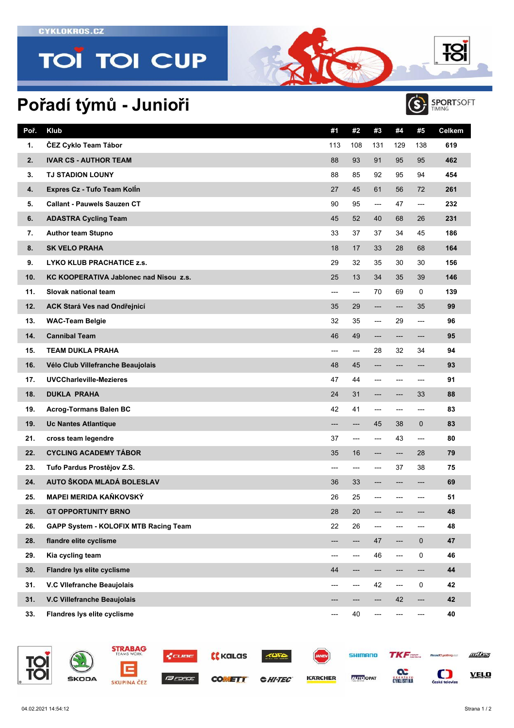CYKLOKROS.CZ

# TOI TOI CUP

## Pořadí týmů - Junioři

| Poř. | Klub | #1 | #2 | #3 | #4 | #5 | Celkem |
|---|---|---|---|---|---|---|---|
| 1. | ČEZ Cyklo Team Tábor | 113 | 108 | 131 | 129 | 138 | **619** |
| 2. | **IVAR CS - AUTHOR TEAM** | 88 | 93 | 91 | 95 | 95 | **462** |
| 3. | TJ STADION LOUNY | 88 | 85 | 92 | 95 | 94 | **454** |
| 4. | Expres Cz - Tufo Team Kolín | 27 | 45 | 61 | 56 | 72 | **261** |
| 5. | Callant - Pauwels Sauzen CT | 90 | 95 | --- | 47 | --- | **232** |
| 6. | ADASTRA Cycling Team | 45 | 52 | 40 | 68 | 26 | **231** |
| 7. | Author team Stupno | 33 | 37 | 37 | 34 | 45 | **186** |
| 8. | SK VELO PRAHA | 18 | 17 | 33 | 28 | 68 | **164** |
| 9. | LYKO KLUB PRACHATICE z.s. | 29 | 32 | 35 | 30 | 30 | **156** |
| 10. | KC KOOPERATIVA Jablonec nad Nisou z.s. | 25 | 13 | 34 | 35 | 39 | **146** |
| 11. | Slovak national team | --- | --- | 70 | 69 | 0 | **139** |
| 12. | ACK Stará Ves nad Ondřejnicí | 35 | 29 | --- | --- | 35 | **99** |
| 13. | WAC-Team Belgie | 32 | 35 | --- | 29 | --- | **96** |
| 14. | Cannibal Team | 46 | 49 | --- | --- | --- | **95** |
| 15. | TEAM DUKLA PRAHA | --- | --- | 28 | 32 | 34 | **94** |
| 16. | Vélo Club Villefranche Beaujolais | 48 | 45 | --- | --- | --- | **93** |
| 17. | UVCCharleville-Mezieres | 47 | 44 | --- | --- | --- | **91** |
| 18. | DUKLA PRAHA | 24 | 31 | --- | --- | 33 | **88** |
| 19. | Acrog-Tormans Balen BC | 42 | 41 | --- | --- | --- | **83** |
| 19. | Uc Nantes Atlantique | --- | --- | 45 | 38 | 0 | **83** |
| 21. | cross team legendre | 37 | --- | --- | 43 | --- | **80** |
| 22. | CYCLING ACADEMY TÁBOR | 35 | 16 | --- | --- | 28 | **79** |
| 23. | Tufo Pardus Prostějov Z.S. | --- | --- | --- | 37 | 38 | **75** |
| 24. | AUTO ŠKODA MLADÁ BOLESLAV | 36 | 33 | --- | --- | --- | **69** |
| 25. | MAPEI MERIDA KAŇKOVSKÝ | 26 | 25 | --- | --- | --- | **51** |
| 26. | GT OPPORTUNITY BRNO | 28 | 20 | --- | --- | --- | **48** |
| 26. | GAPP System - KOLOFIX MTB Racing Team | 22 | 26 | --- | --- | --- | **48** |
| 28. | flandre elite cyclisme | --- | --- | 47 | --- | 0 | **47** |
| 29. | Kia cycling team | --- | --- | 46 | --- | 0 | **46** |
| 30. | Flandre lys elite cyclisme | 44 | --- | --- | --- | --- | **44** |
| 31. | V.C Vllefranche Beaujolais | --- | --- | 42 | --- | 0 | **42** |
| 31. | V.C Villefranche Beaujolais | --- | --- | --- | 42 | --- | **42** |
| 33. | Flandres lys elite cyclisme | --- | 40 | --- | --- | --- | **40** |

04.02.2021 14:54:12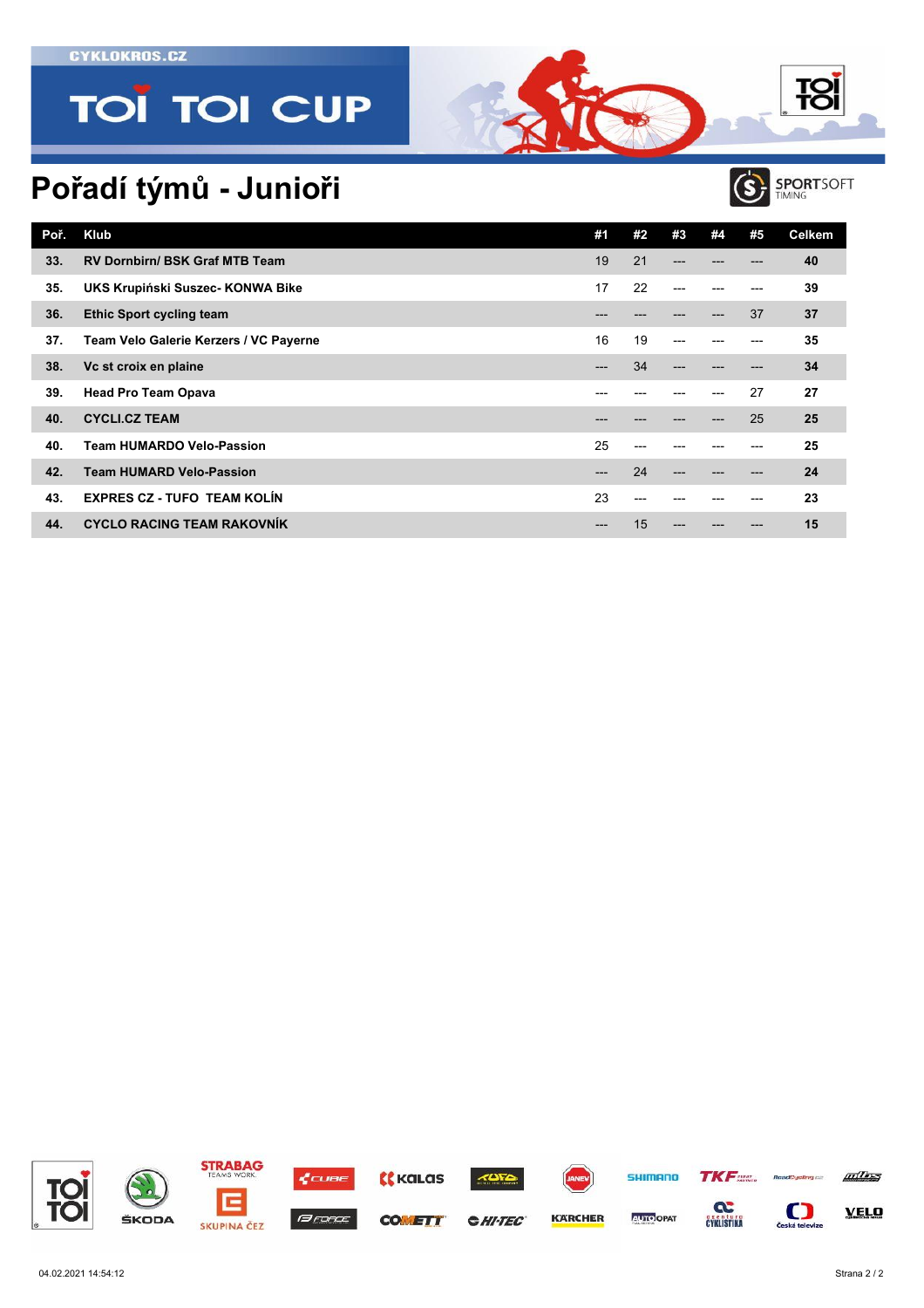# Pořadí týmů - Junioři

| Poř. | Klub | #1 | #2 | #3 | #4 | #5 | Celkem |
|---|---|---|---|---|---|---|---|
| 33. | RV Dornbirn/ BSK Graf MTB Team | 19 | 21 | --- | --- | --- | 40 |
| 35. | UKS Krupiński Suszec- KONWA Bike | 17 | 22 | --- | --- | --- | 39 |
| 36. | Ethic Sport cycling team | --- | --- | --- | --- | 37 | 37 |
| 37. | Team Velo Galerie Kerzers / VC Payerne | 16 | 19 | --- | --- | --- | 35 |
| 38. | Vc st croix en plaine | --- | 34 | --- | --- | --- | 34 |
| 39. | Head Pro Team Opava | --- | --- | --- | --- | 27 | 27 |
| 40. | CYCLI.CZ TEAM | --- | --- | --- | --- | 25 | 25 |
| 40. | Team HUMARDO Velo-Passion | 25 | --- | --- | --- | --- | 25 |
| 42. | Team HUMARD Velo-Passion | --- | 24 | --- | --- | --- | 24 |
| 43. | EXPRES CZ - TUFO TEAM KOLÍN | 23 | --- | --- | --- | --- | 23 |
| 44. | CYCLO RACING TEAM RAKOVNÍK | --- | 15 | --- | --- | --- | 15 |

04.02.2021 14:54:12